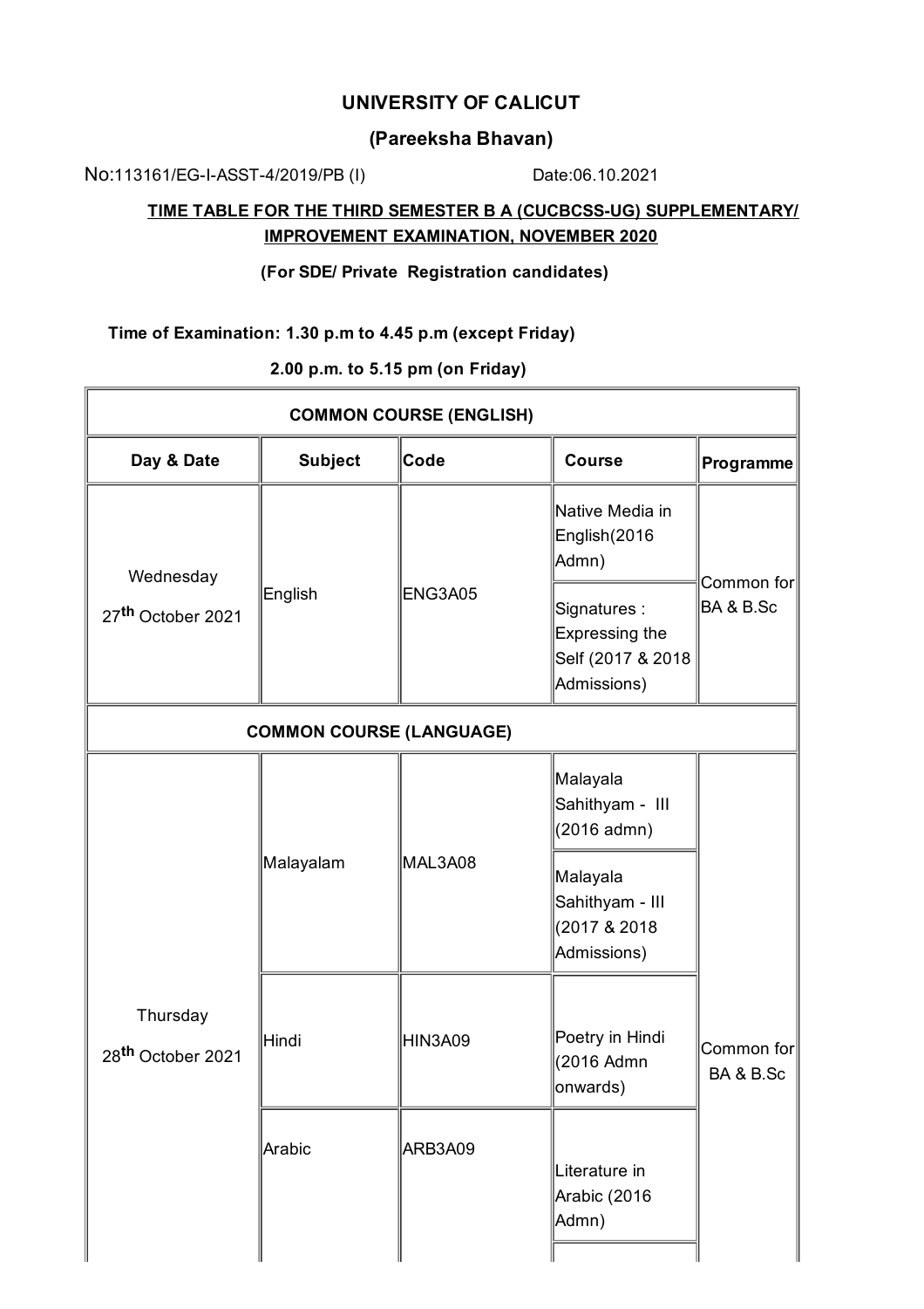# UNIVERSITY OF CALICUT

## (Pareeksha Bhavan)

No:113161/EG-I-ASST-4/2019/PB (I) Date:06.10.2021

**TIME TABLE FOR THE THIRD SEMESTER B A (CUCBCSS-UG) SUPPLEMENTARY/ IMPROVEMENT EXAMINATION, NOVEMBER 2020**

**(For SDE/ Private Registration candidates)**

**Time of Examination: 1.30 p.m to 4.45 p.m (except Friday)**

**2.00 p.m. to 5.15 pm (on Friday)**

| COMMON COURSE (ENGLISH) | | | | |
|---|---|---|---|---|
| **Day & Date** | **Subject** | **Code** | **Course** | **Programme** |
| Wednesday 27th October 2021 | English | ENG3A05 | Native Media in English(2016 Admn) | Common for BA & B.Sc |
| | | | Signatures : Expressing the Self (2017 & 2018 Admissions) | |
| **COMMON COURSE (LANGUAGE)** | | | | |
| Thursday 28th October 2021 | Malayalam | MAL3A08 | Malayala Sahithyam - III (2016 admn) | Common for BA & B.Sc |
| | | | Malayala Sahithyam - III (2017 & 2018 Admissions) | |
| | Hindi | HIN3A09 | Poetry in Hindi (2016 Admn onwards) | |
| | Arabic | ARB3A09 | Literature in Arabic (2016 Admn) | |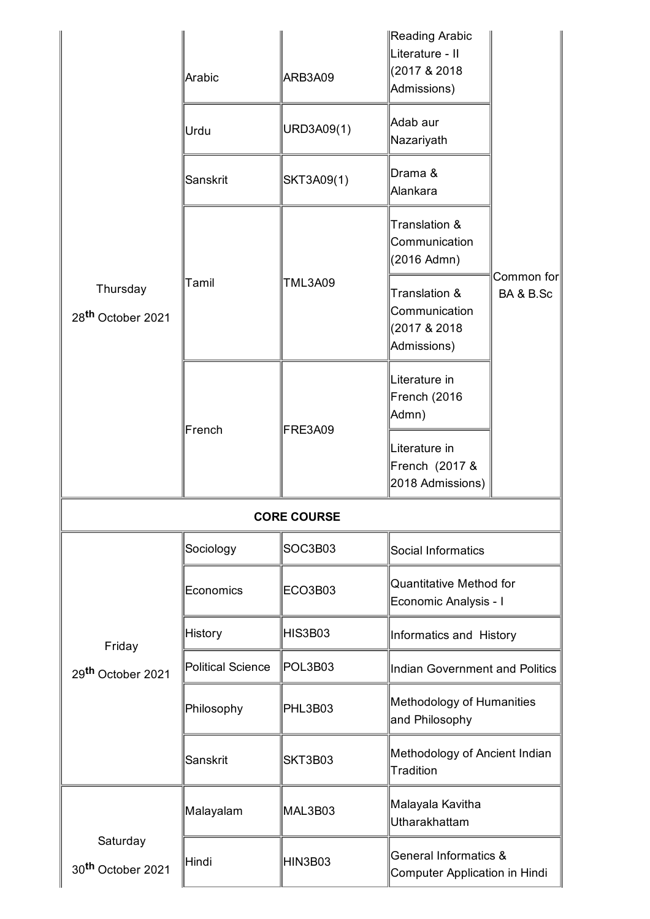| | | | | |
|---|---|---|---|---|
| Thursday 28th October 2021 | Arabic | ARB3A09 | Reading Arabic Literature - II (2017 & 2018 Admissions) | Common for BA & B.Sc |
| | Urdu | URD3A09(1) | Adab aur Nazariyath | |
| | Sanskrit | SKT3A09(1) | Drama & Alankara | |
| | Tamil | TML3A09 | Translation & Communication (2016 Admn) | |
| | | | Translation & Communication (2017 & 2018 Admissions) | |
| | French | FRE3A09 | Literature in French (2016 Admn) | |
| | | | Literature in French (2017 & 2018 Admissions) | |
| **CORE COURSE** | | | | |
| Friday 29th October 2021 | Sociology | SOC3B03 | Social Informatics | |
| | Economics | ECO3B03 | Quantitative Method for Economic Analysis - I | |
| | History | HIS3B03 | Informatics and History | |
| | Political Science | POL3B03 | Indian Government and Politics | |
| | Philosophy | PHL3B03 | Methodology of Humanities and Philosophy | |
| | Sanskrit | SKT3B03 | Methodology of Ancient Indian Tradition | |
| Saturday 30th October 2021 | Malayalam | MAL3B03 | Malayala Kavitha Utharakhattam | |
| | Hindi | HIN3B03 | General Informatics & Computer Application in Hindi | |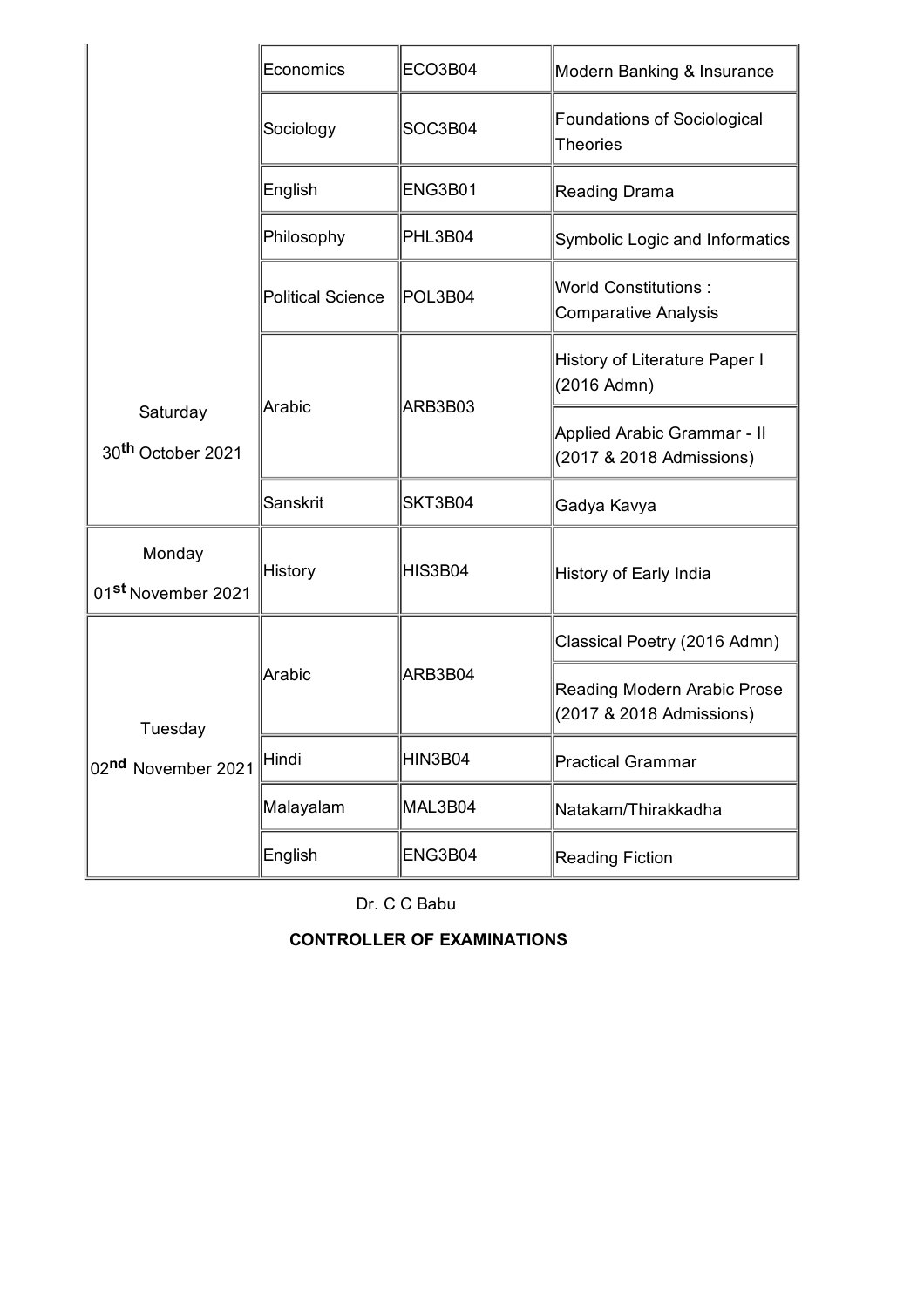| | | | |
|---|---|---|---|
| Saturday 30th October 2021 | Economics | ECO3B04 | Modern Banking & Insurance |
| | Sociology | SOC3B04 | Foundations of Sociological Theories |
| | English | ENG3B01 | Reading Drama |
| | Philosophy | PHL3B04 | Symbolic Logic and Informatics |
| | Political Science | POL3B04 | World Constitutions : Comparative Analysis |
| | Arabic | ARB3B03 | History of Literature Paper I (2016 Admn) |
| | | | Applied Arabic Grammar - II (2017 & 2018 Admissions) |
| | Sanskrit | SKT3B04 | Gadya Kavya |
| Monday 01st November 2021 | History | HIS3B04 | History of Early India |
| Tuesday 02nd November 2021 | Arabic | ARB3B04 | Classical Poetry (2016 Admn) |
| | | | Reading Modern Arabic Prose (2017 & 2018 Admissions) |
| | Hindi | HIN3B04 | Practical Grammar |
| | Malayalam | MAL3B04 | Natakam/Thirakkadha |
| | English | ENG3B04 | Reading Fiction |

Dr. C C Babu

**CONTROLLER OF EXAMINATIONS**